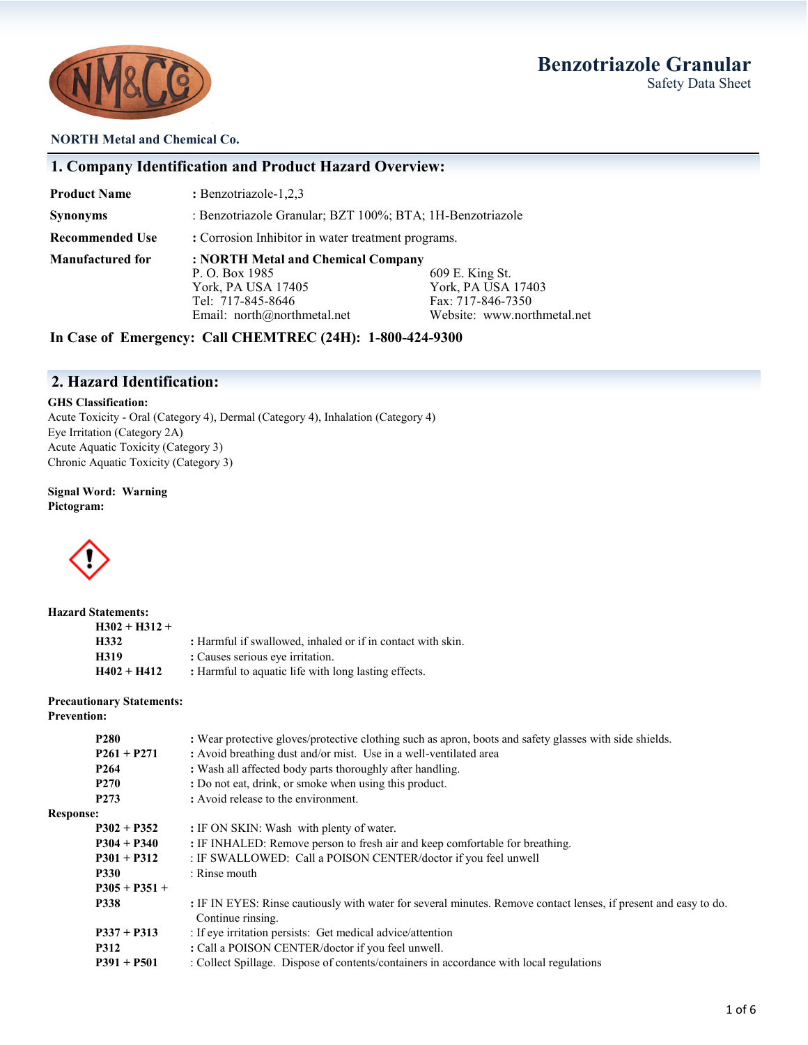# Benzotriazole Granular

Safety Data Sheet

**NORTH Metal and Chemical Co.**

## 1. Company Identification and Product Hazard Overview:

| | |
|---|---|
| **Product Name** | **:** Benzotriazole-1,2,3 |
| **Synonyms** | : Benzotriazole Granular; BZT 100%; BTA; 1H-Benzotriazole |
| **Recommended Use** | **:** Corrosion Inhibitor in water treatment programs. |
| **Manufactured for** | **: NORTH Metal and Chemical Company** |

P. O. Box 1985
York, PA USA 17405
Tel: 717-845-8646
Email: north@northmetal.net

609 E. King St.
York, PA USA 17403
Fax: 717-846-7350
Website: www.northmetal.net

**In Case of Emergency: Call CHEMTREC (24H): 1-800-424-9300**

## 2. Hazard Identification:

**GHS Classification:**

Acute Toxicity - Oral (Category 4), Dermal (Category 4), Inhalation (Category 4)
Eye Irritation (Category 2A)
Acute Aquatic Toxicity (Category 3)
Chronic Aquatic Toxicity (Category 3)

**Signal Word: Warning**

**Pictogram:**

**Hazard Statements:**

| | |
|---|---|
| **H302 + H312 + H332** | **:** Harmful if swallowed, inhaled or if in contact with skin. |
| **H319** | **:** Causes serious eye irritation. |
| **H402 + H412** | **:** Harmful to aquatic life with long lasting effects. |

**Precautionary Statements:**

**Prevention:**

| | |
|---|---|
| **P280** | **:** Wear protective gloves/protective clothing such as apron, boots and safety glasses with side shields. |
| **P261 + P271** | **:** Avoid breathing dust and/or mist. Use in a well-ventilated area |
| **P264** | **:** Wash all affected body parts thoroughly after handling. |
| **P270** | **:** Do not eat, drink, or smoke when using this product. |
| **P273** | **:** Avoid release to the environment. |

**Response:**

| | |
|---|---|
| **P302 + P352** | **:** IF ON SKIN: Wash with plenty of water. |
| **P304 + P340** | **:** IF INHALED: Remove person to fresh air and keep comfortable for breathing. |
| **P301 + P312** | : IF SWALLOWED: Call a POISON CENTER/doctor if you feel unwell |
| **P330** | : Rinse mouth |
| **P305 + P351 + P338** | **:** IF IN EYES: Rinse cautiously with water for several minutes. Remove contact lenses, if present and easy to do. Continue rinsing. |
| **P337 + P313** | : If eye irritation persists: Get medical advice/attention |
| **P312** | **:** Call a POISON CENTER/doctor if you feel unwell. |
| **P391 + P501** | : Collect Spillage. Dispose of contents/containers in accordance with local regulations |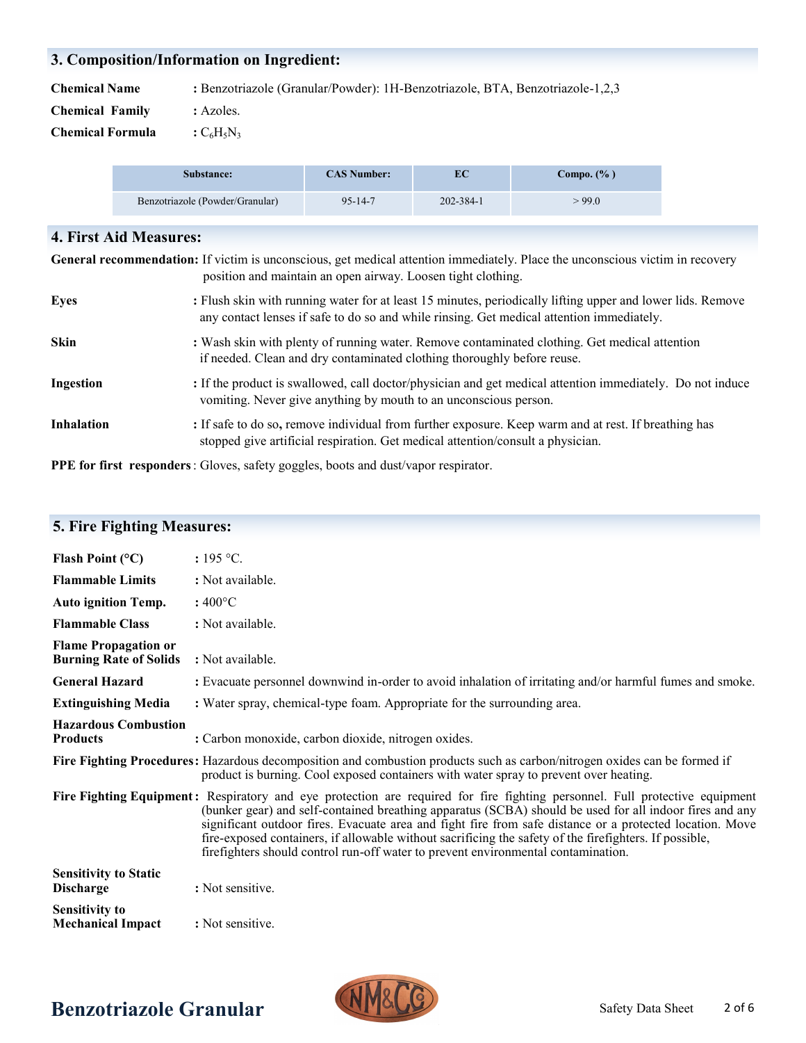## 3. Composition/Information on Ingredient:

**Chemical Name** : Benzotriazole (Granular/Powder): 1H-Benzotriazole, BTA, Benzotriazole-1,2,3

**Chemical Family** : Azoles.

**Chemical Formula** : $C_6H_5N_3$

| Substance: | CAS Number: | EC | Compo. (% ) |
|---|---|---|---|
| Benzotriazole (Powder/Granular) | 95-14-7 | 202-384-1 | > 99.0 |

## 4. First Aid Measures:

**General recommendation:** If victim is unconscious, get medical attention immediately. Place the unconscious victim in recovery position and maintain an open airway. Loosen tight clothing.

**Eyes** : Flush skin with running water for at least 15 minutes, periodically lifting upper and lower lids. Remove any contact lenses if safe to do so and while rinsing. Get medical attention immediately.

**Skin** : Wash skin with plenty of running water. Remove contaminated clothing. Get medical attention if needed. Clean and dry contaminated clothing thoroughly before reuse.

**Ingestion** : If the product is swallowed, call doctor/physician and get medical attention immediately. Do not induce vomiting. Never give anything by mouth to an unconscious person.

**Inhalation** : If safe to do so, remove individual from further exposure. Keep warm and at rest. If breathing has stopped give artificial respiration. Get medical attention/consult a physician.

**PPE for first responders** : Gloves, safety goggles, boots and dust/vapor respirator.

## 5. Fire Fighting Measures:

**Flash Point (°C)** : 195 °C.

**Flammable Limits** : Not available.

**Auto ignition Temp.** : 400°C

**Flammable Class** : Not available.

**Flame Propagation or Burning Rate of Solids** : Not available.

**General Hazard** : Evacuate personnel downwind in-order to avoid inhalation of irritating and/or harmful fumes and smoke.

**Extinguishing Media** : Water spray, chemical-type foam. Appropriate for the surrounding area.

**Hazardous Combustion Products** : Carbon monoxide, carbon dioxide, nitrogen oxides.

**Fire Fighting Procedures:** Hazardous decomposition and combustion products such as carbon/nitrogen oxides can be formed if product is burning. Cool exposed containers with water spray to prevent over heating.

**Fire Fighting Equipment:** Respiratory and eye protection are required for fire fighting personnel. Full protective equipment (bunker gear) and self-contained breathing apparatus (SCBA) should be used for all indoor fires and any significant outdoor fires. Evacuate area and fight fire from safe distance or a protected location. Move fire-exposed containers, if allowable without sacrificing the safety of the firefighters. If possible, firefighters should control run-off water to prevent environmental contamination.

**Sensitivity to Static Discharge** : Not sensitive.

**Sensitivity to Mechanical Impact** : Not sensitive.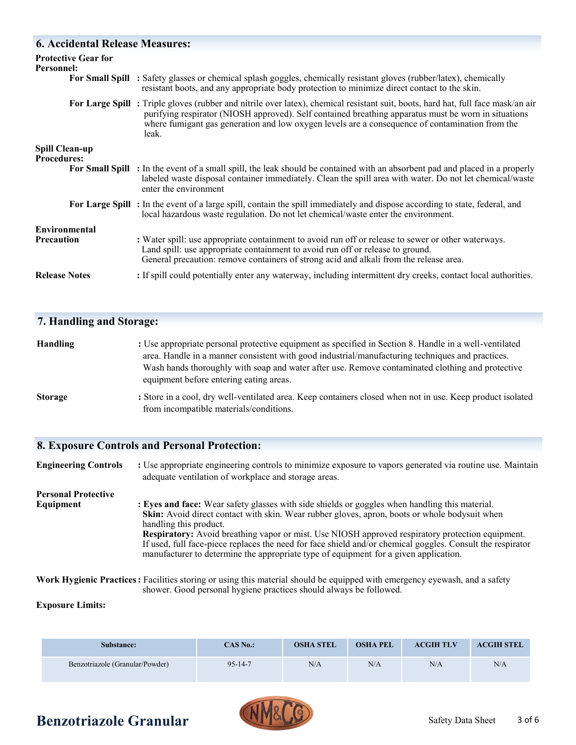## 6. Accidental Release Measures:

**Protective Gear for Personnel:**

**For Small Spill** : Safety glasses or chemical splash goggles, chemically resistant gloves (rubber/latex), chemically resistant boots, and any appropriate body protection to minimize direct contact to the skin.

**For Large Spill** : Triple gloves (rubber and nitrile over latex), chemical resistant suit, boots, hard hat, full face mask/an air purifying respirator (NIOSH approved). Self contained breathing apparatus must be worn in situations where fumigant gas generation and low oxygen levels are a consequence of contamination from the leak.

**Spill Clean-up Procedures:**

**For Small Spill** : In the event of a small spill, the leak should be contained with an absorbent pad and placed in a properly labeled waste disposal container immediately. Clean the spill area with water. Do not let chemical/waste enter the environment

**For Large Spill** : In the event of a large spill, contain the spill immediately and dispose according to state, federal, and local hazardous waste regulation. Do not let chemical/waste enter the environment.

**Environmental Precaution** : Water spill: use appropriate containment to avoid run off or release to sewer or other waterways.
Land spill: use appropriate containment to avoid run off or release to ground.
General precaution: remove containers of strong acid and alkali from the release area.

**Release Notes** : If spill could potentially enter any waterway, including intermittent dry creeks, contact local authorities.

## 7. Handling and Storage:

**Handling** : Use appropriate personal protective equipment as specified in Section 8. Handle in a well-ventilated area. Handle in a manner consistent with good industrial/manufacturing techniques and practices. Wash hands thoroughly with soap and water after use. Remove contaminated clothing and protective equipment before entering eating areas.

**Storage** : Store in a cool, dry well-ventilated area. Keep containers closed when not in use. Keep product isolated from incompatible materials/conditions.

## 8. Exposure Controls and Personal Protection:

**Engineering Controls** : Use appropriate engineering controls to minimize exposure to vapors generated via routine use. Maintain adequate ventilation of workplace and storage areas.

**Personal Protective Equipment** : **Eyes and face:** Wear safety glasses with side shields or goggles when handling this material.
**Skin:** Avoid direct contact with skin. Wear rubber gloves, apron, boots or whole bodysuit when handling this product.
**Respiratory:** Avoid breathing vapor or mist. Use NIOSH approved respiratory protection equipment. If used, full face-piece replaces the need for face shield and/or chemical goggles. Consult the respirator manufacturer to determine the appropriate type of equipment for a given application.

**Work Hygienic Practices** : Facilities storing or using this material should be equipped with emergency eyewash, and a safety shower. Good personal hygiene practices should always be followed.

**Exposure Limits:**

| Substance: | CAS No.: | OSHA STEL | OSHA PEL | ACGIH TLV | ACGIH STEL |
|---|---|---|---|---|---|
| Benzotriazole (Granular/Powder) | 95-14-7 | N/A | N/A | N/A | N/A |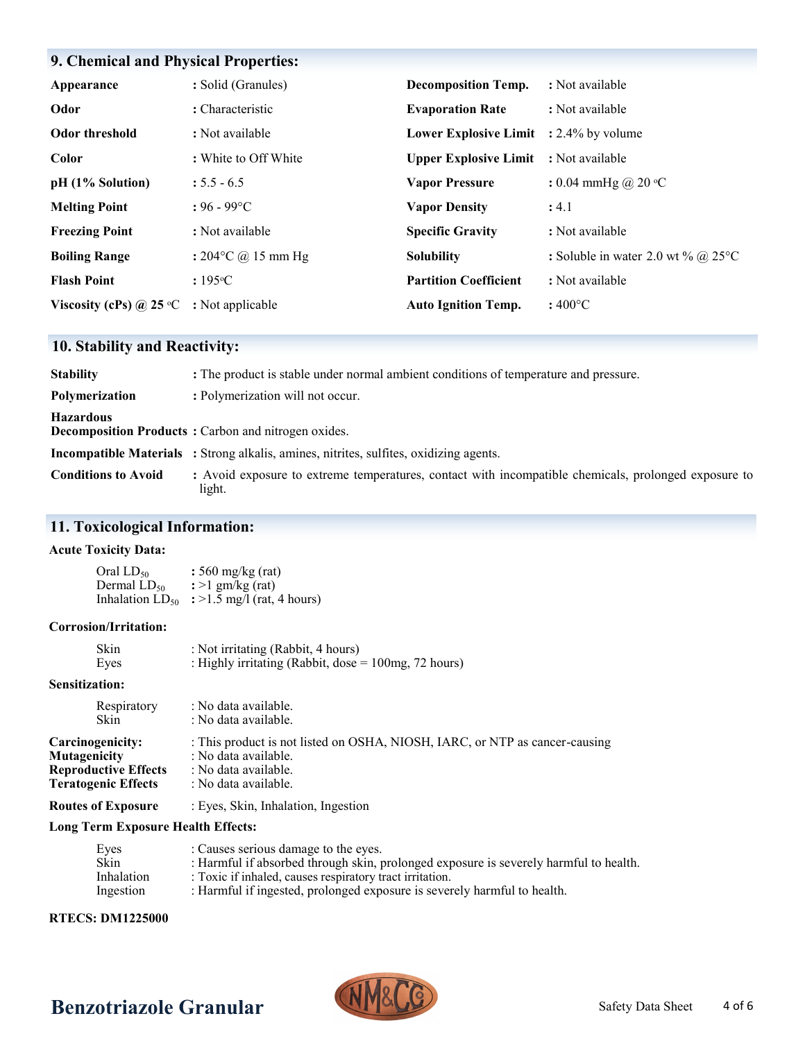## 9. Chemical and Physical Properties:

| | | | |
|---|---|---|---|
| **Appearance** | : Solid (Granules) | **Decomposition Temp.** | : Not available |
| **Odor** | : Characteristic | **Evaporation Rate** | : Not available |
| **Odor threshold** | : Not available | **Lower Explosive Limit** | : 2.4% by volume |
| **Color** | : White to Off White | **Upper Explosive Limit** | : Not available |
| **pH (1% Solution)** | : 5.5 - 6.5 | **Vapor Pressure** | : 0.04 mmHg @ 20 °C |
| **Melting Point** | : 96 - 99°C | **Vapor Density** | : 4.1 |
| **Freezing Point** | : Not available | **Specific Gravity** | : Not available |
| **Boiling Range** | : 204°C @ 15 mm Hg | **Solubility** | : Soluble in water 2.0 wt % @ 25°C |
| **Flash Point** | : 195°C | **Partition Coefficient** | : Not available |
| **Viscosity (cPs) @ 25 °C** | : Not applicable | **Auto Ignition Temp.** | : 400°C |

## 10. Stability and Reactivity:

**Stability** : The product is stable under normal ambient conditions of temperature and pressure.

**Polymerization** : Polymerization will not occur.

**Hazardous Decomposition Products** : Carbon and nitrogen oxides.

**Incompatible Materials** : Strong alkalis, amines, nitrites, sulfites, oxidizing agents.

**Conditions to Avoid** : Avoid exposure to extreme temperatures, contact with incompatible chemicals, prolonged exposure to light.

## 11. Toxicological Information:

**Acute Toxicity Data:**

Oral $LD_{50}$ : 560 mg/kg (rat)
Dermal $LD_{50}$ : >1 gm/kg (rat)
Inhalation $LD_{50}$ : >1.5 mg/l (rat, 4 hours)

**Corrosion/Irritation:**

Skin : Not irritating (Rabbit, 4 hours)
Eyes : Highly irritating (Rabbit, dose = 100mg, 72 hours)

**Sensitization:**

Respiratory : No data available.
Skin : No data available.

**Carcinogenicity:** : This product is not listed on OSHA, NIOSH, IARC, or NTP as cancer-causing
**Mutagenicity** : No data available.
**Reproductive Effects** : No data available.
**Teratogenic Effects** : No data available.

**Routes of Exposure** : Eyes, Skin, Inhalation, Ingestion

**Long Term Exposure Health Effects:**

Eyes : Causes serious damage to the eyes.
Skin : Harmful if absorbed through skin, prolonged exposure is severely harmful to health.
Inhalation : Toxic if inhaled, causes respiratory tract irritation.
Ingestion : Harmful if ingested, prolonged exposure is severely harmful to health.

**RTECS: DM1225000**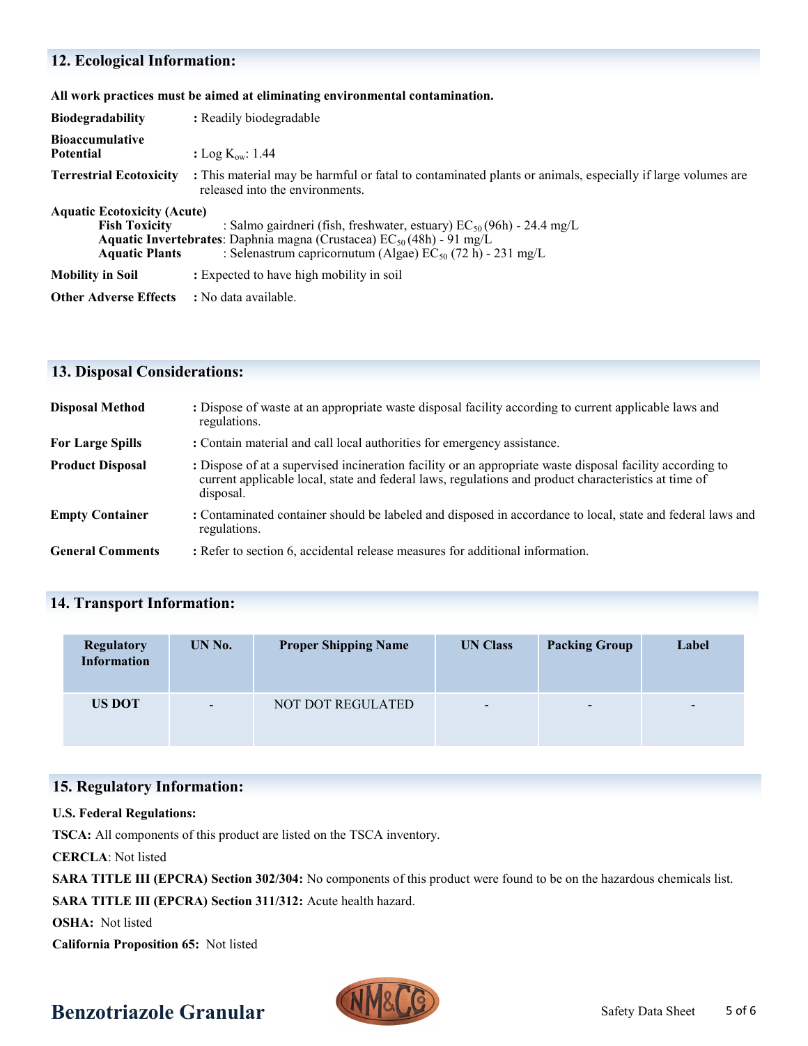## 12. Ecological Information:

**All work practices must be aimed at eliminating environmental contamination.**

**Biodegradability** : Readily biodegradable

**Bioaccumulative Potential** : Log $K_{ow}$: 1.44

**Terrestrial Ecotoxicity** : This material may be harmful or fatal to contaminated plants or animals, especially if large volumes are released into the environments.

**Aquatic Ecotoxicity (Acute)**

- **Fish Toxicity** : Salmo gairdneri (fish, freshwater, estuary) $EC_{50}$ (96h) - 24.4 mg/L
- **Aquatic Invertebrates**: Daphnia magna (Crustacea) $EC_{50}$ (48h) - 91 mg/L
- **Aquatic Plants** : Selenastrum capricornutum (Algae) $EC_{50}$ (72 h) - 231 mg/L

**Mobility in Soil** : Expected to have high mobility in soil

**Other Adverse Effects** : No data available.

## 13. Disposal Considerations:

**Disposal Method** : Dispose of waste at an appropriate waste disposal facility according to current applicable laws and regulations.

**For Large Spills** : Contain material and call local authorities for emergency assistance.

**Product Disposal** : Dispose of at a supervised incineration facility or an appropriate waste disposal facility according to current applicable local, state and federal laws, regulations and product characteristics at time of disposal.

**Empty Container** : Contaminated container should be labeled and disposed in accordance to local, state and federal laws and regulations.

**General Comments** : Refer to section 6, accidental release measures for additional information.

## 14. Transport Information:

| Regulatory Information | UN No. | Proper Shipping Name | UN Class | Packing Group | Label |
|---|---|---|---|---|---|
| US DOT | - | NOT DOT REGULATED | - | - | - |

## 15. Regulatory Information:

**U.S. Federal Regulations:**

**TSCA:** All components of this product are listed on the TSCA inventory.

**CERCLA**: Not listed

**SARA TITLE III (EPCRA) Section 302/304:** No components of this product were found to be on the hazardous chemicals list.

**SARA TITLE III (EPCRA) Section 311/312:** Acute health hazard.

**OSHA:** Not listed

**California Proposition 65:** Not listed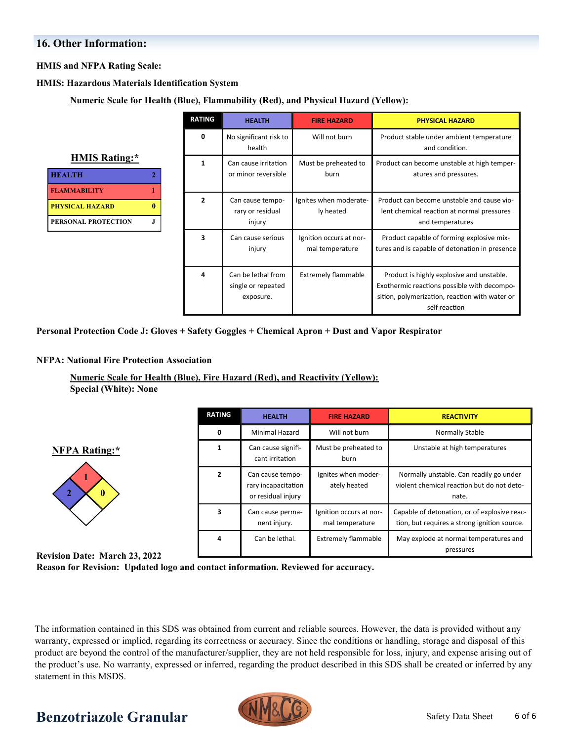## 16. Other Information:

**HMIS and NFPA Rating Scale:**

**HMIS: Hazardous Materials Identification System**

**Numeric Scale for Health (Blue), Flammability (Red), and Physical Hazard (Yellow):**

**HMIS Rating:***

| | |
|---|---|
| HEALTH | 2 |
| FLAMMABILITY | 1 |
| PHYSICAL HAZARD | 0 |
| PERSONAL PROTECTION | J |

| RATING | HEALTH | FIRE HAZARD | PHYSICAL HAZARD |
|---|---|---|---|
| 0 | No significant risk to health | Will not burn | Product stable under ambient temperature and condition. |
| 1 | Can cause irritation or minor reversible | Must be preheated to burn | Product can become unstable at high temperatures and pressures. |
| 2 | Can cause temporary or residual injury | Ignites when moderately heated | Product can become unstable and cause violent chemical reaction at normal pressures and temperatures |
| 3 | Can cause serious injury | Ignition occurs at normal temperature | Product capable of forming explosive mixtures and is capable of detonation in presence |
| 4 | Can be lethal from single or repeated exposure. | Extremely flammable | Product is highly explosive and unstable. Exothermic reactions possible with decomposition, polymerization, reaction with water or self reaction |

**Personal Protection Code J: Gloves + Safety Goggles + Chemical Apron + Dust and Vapor Respirator**

**NFPA: National Fire Protection Association**

**Numeric Scale for Health (Blue), Fire Hazard (Red), and Reactivity (Yellow):**
**Special (White): None**

**NFPA Rating:***

1

2 0

| RATING | HEALTH | FIRE HAZARD | REACTIVITY |
|---|---|---|---|
| 0 | Minimal Hazard | Will not burn | Normally Stable |
| 1 | Can cause significant irritation | Must be preheated to burn | Unstable at high temperatures |
| 2 | Can cause temporary incapacitation or residual injury | Ignites when moderately heated | Normally unstable. Can readily go under violent chemical reaction but do not detonate. |
| 3 | Can cause permanent injury. | Ignition occurs at normal temperature | Capable of detonation, or of explosive reaction, but requires a strong ignition source. |
| 4 | Can be lethal. | Extremely flammable | May explode at normal temperatures and pressures |

**Revision Date: March 23, 2022**
**Reason for Revision: Updated logo and contact information. Reviewed for accuracy.**

The information contained in this SDS was obtained from current and reliable sources. However, the data is provided without any warranty, expressed or implied, regarding its correctness or accuracy. Since the conditions or handling, storage and disposal of this product are beyond the control of the manufacturer/supplier, they are not held responsible for loss, injury, and expense arising out of the product's use. No warranty, expressed or inferred, regarding the product described in this SDS shall be created or inferred by any statement in this MSDS.